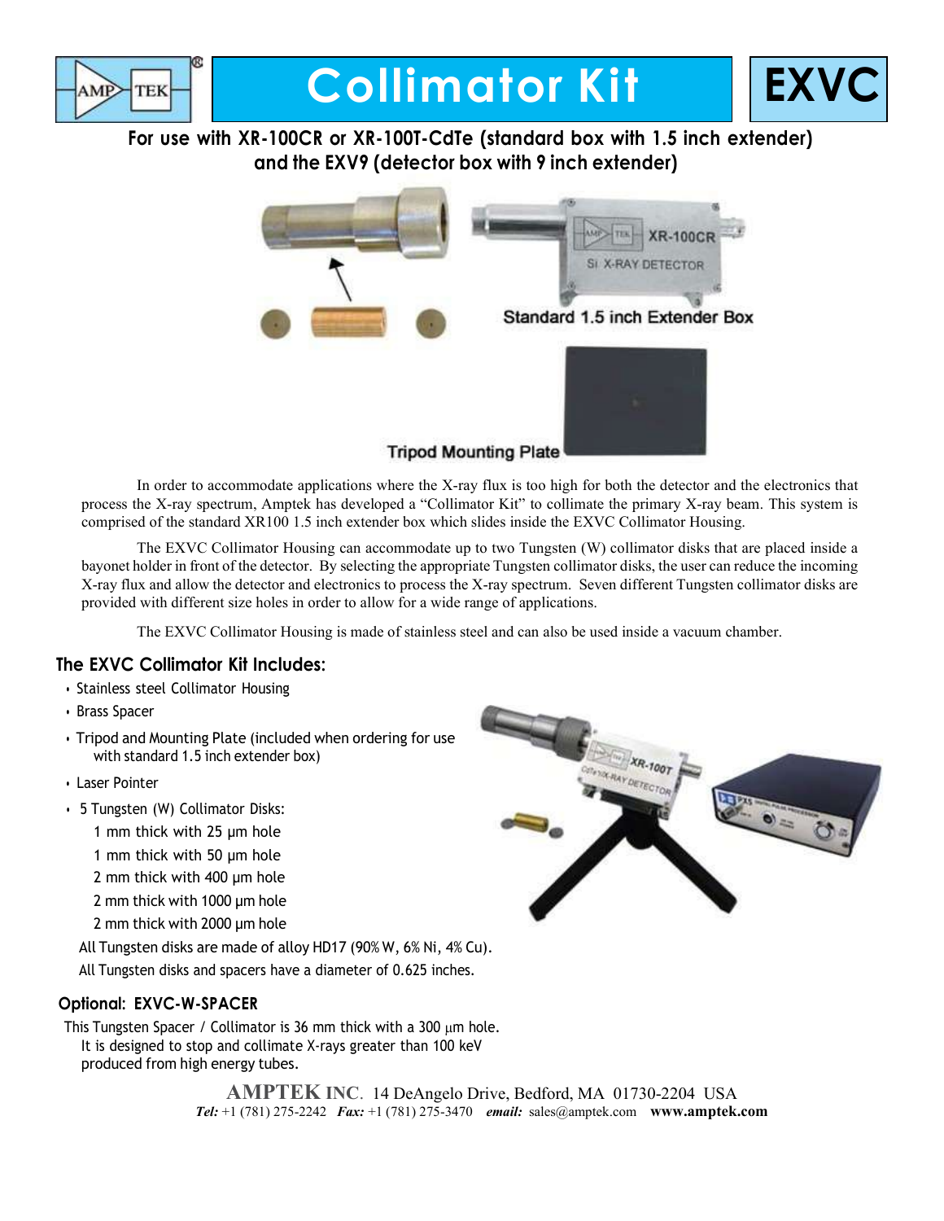# Collimator Kit

# EXVC

**For use with XR-100CR or XR-100T-CdTe (standard box with 1.5 inch extender) and the EXV9 (detector box with 9 inch extender)**

Standard 1.5 inch Extender Box

Tripod Mounting Plate

In order to accommodate applications where the X-ray flux is too high for both the detector and the electronics that process the X-ray spectrum, Amptek has developed a "Collimator Kit" to collimate the primary X-ray beam. This system is comprised of the standard XR100 1.5 inch extender box which slides inside the EXVC Collimator Housing.

The EXVC Collimator Housing can accommodate up to two Tungsten (W) collimator disks that are placed inside a bayonet holder in front of the detector. By selecting the appropriate Tungsten collimator disks, the user can reduce the incoming X-ray flux and allow the detector and electronics to process the X-ray spectrum. Seven different Tungsten collimator disks are provided with different size holes in order to allow for a wide range of applications.

The EXVC Collimator Housing is made of stainless steel and can also be used inside a vacuum chamber.

## The EXVC Collimator Kit Includes:

- Stainless steel Collimator Housing
- Brass Spacer
- Tripod and Mounting Plate (included when ordering for use with standard 1.5 inch extender box)
- Laser Pointer
- 5 Tungsten (W) Collimator Disks:
  - 1 mm thick with 25 µm hole
  - 1 mm thick with 50 µm hole
  - 2 mm thick with 400 µm hole
  - 2 mm thick with 1000 µm hole
  - 2 mm thick with 2000 µm hole

All Tungsten disks are made of alloy HD17 (90% W, 6% Ni, 4% Cu).

All Tungsten disks and spacers have a diameter of 0.625 inches.

### Optional: EXVC-W-SPACER

This Tungsten Spacer / Collimator is 36 mm thick with a 300 µm hole. It is designed to stop and collimate X-rays greater than 100 keV produced from high energy tubes.

**AMPTEK INC.** 14 DeAngelo Drive, Bedford, MA 01730-2204 USA
***Tel:*** +1 (781) 275-2242 ***Fax:*** +1 (781) 275-3470 ***email:*** sales@amptek.com **www.amptek.com**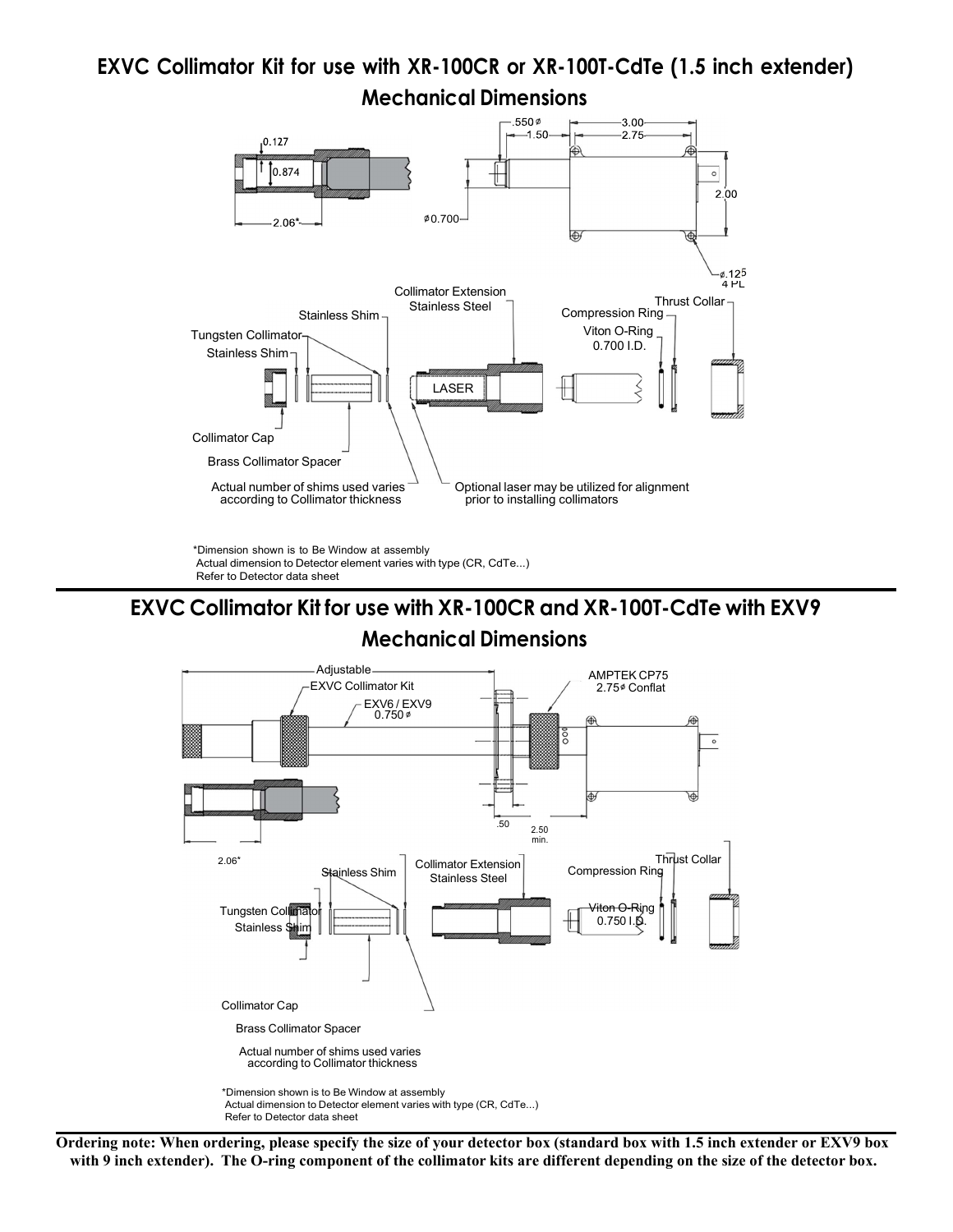## EXVC Collimator Kit for use with XR-100CR or XR-100T-CdTe (1.5 inch extender)

### Mechanical Dimensions

0.127

0.874

2.06*

.550 ⌀

1.50

3.00

2.75

2.00

⌀0.700

⌀.125
4 PL

Collimator Extension
Stainless Steel

Stainless Shim

Thrust Collar

Compression Ring

Tungsten Collimator

Viton O-Ring
0.700 I.D.

Stainless Shim

LASER

Collimator Cap

Brass Collimator Spacer

Actual number of shims used varies according to Collimator thickness

Optional laser may be utilized for alignment prior to installing collimators

*Dimension shown is to Be Window at assembly
Actual dimension to Detector element varies with type (CR, CdTe...)
Refer to Detector data sheet

## EXVC Collimator Kit for use with XR-100CR and XR-100T-CdTe with EXV9

### Mechanical Dimensions

Adjustable

EXVC Collimator Kit

EXV6 / EXV9
0.750 ⌀

AMPTEK CP75
2.75⌀ Conflat

.50

2.50
min.

2.06*

Stainless Shim

Collimator Extension
Stainless Steel

Compression Ring

Thrust Collar

Tungsten Collimator

Viton O-Ring
0.750 I.D.

Stainless Shim

Collimator Cap

Brass Collimator Spacer

Actual number of shims used varies according to Collimator thickness

*Dimension shown is to Be Window at assembly
Actual dimension to Detector element varies with type (CR, CdTe...)
Refer to Detector data sheet

**Ordering note: When ordering, please specify the size of your detector box (standard box with 1.5 inch extender or EXV9 box with 9 inch extender). The O-ring component of the collimator kits are different depending on the size of the detector box.**